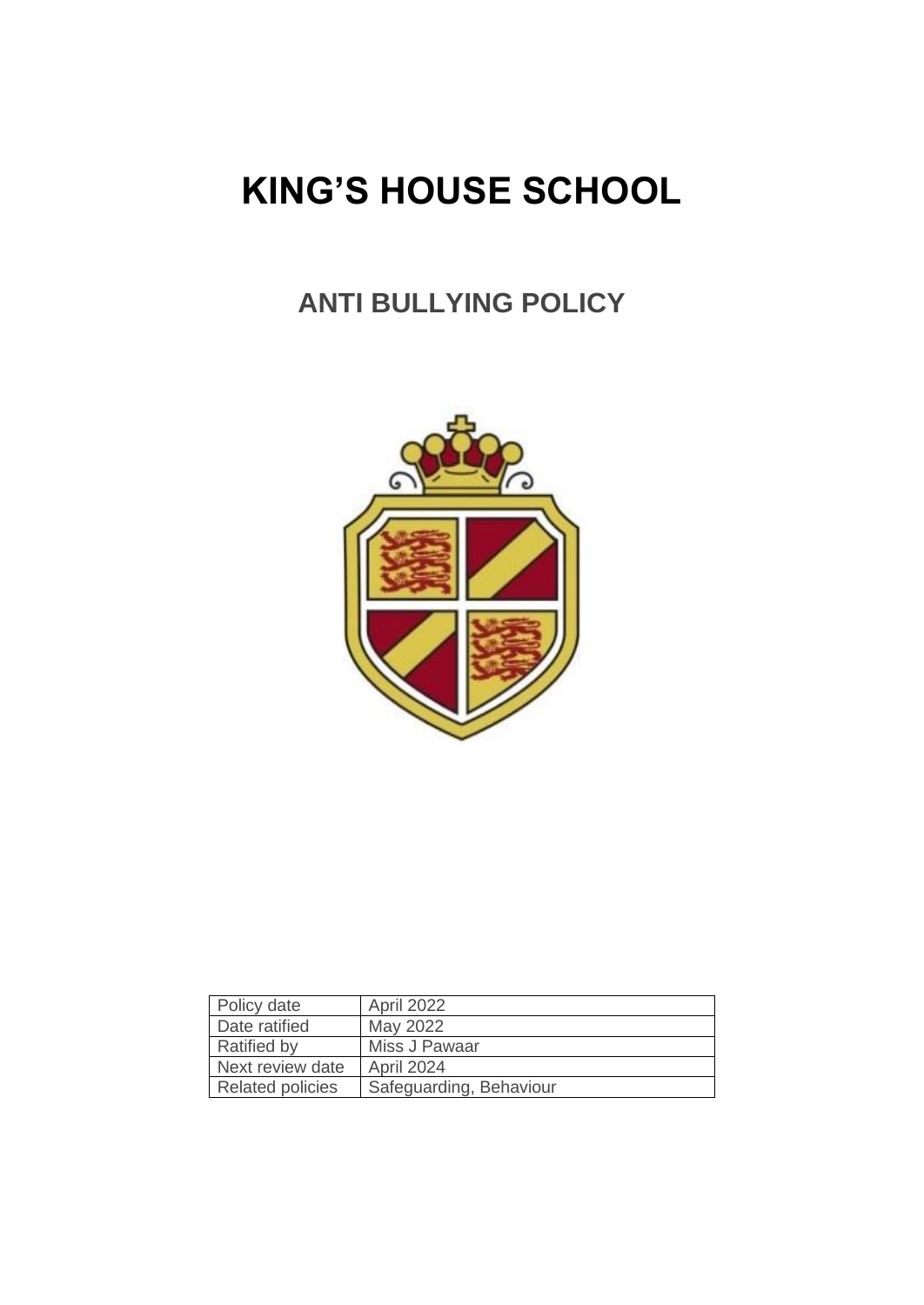# KING'S HOUSE SCHOOL

## ANTI BULLYING POLICY

| Policy date | April 2022 |
|---|---|
| Date ratified | May 2022 |
| Ratified by | Miss J Pawaar |
| Next review date | April 2024 |
| Related policies | Safeguarding, Behaviour |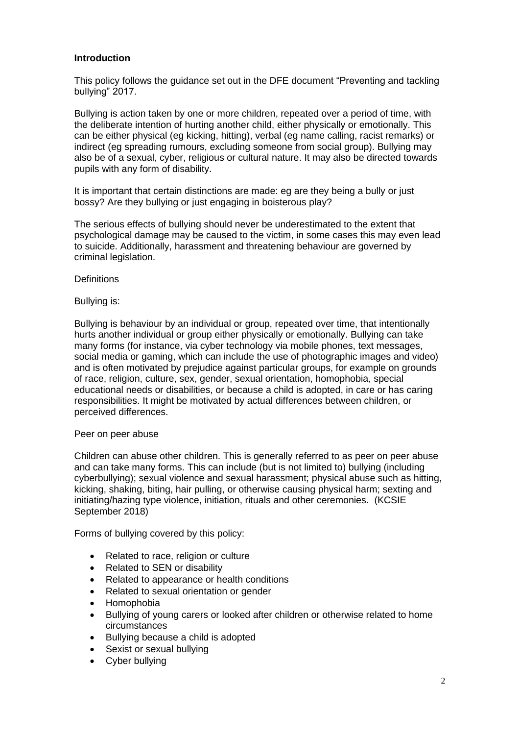**Introduction**

This policy follows the guidance set out in the DFE document "Preventing and tackling bullying" 2017.

Bullying is action taken by one or more children, repeated over a period of time, with the deliberate intention of hurting another child, either physically or emotionally. This can be either physical (eg kicking, hitting), verbal (eg name calling, racist remarks) or indirect (eg spreading rumours, excluding someone from social group). Bullying may also be of a sexual, cyber, religious or cultural nature. It may also be directed towards pupils with any form of disability.

It is important that certain distinctions are made: eg are they being a bully or just bossy? Are they bullying or just engaging in boisterous play?

The serious effects of bullying should never be underestimated to the extent that psychological damage may be caused to the victim, in some cases this may even lead to suicide. Additionally, harassment and threatening behaviour are governed by criminal legislation.

Definitions

Bullying is:

Bullying is behaviour by an individual or group, repeated over time, that intentionally hurts another individual or group either physically or emotionally. Bullying can take many forms (for instance, via cyber technology via mobile phones, text messages, social media or gaming, which can include the use of photographic images and video) and is often motivated by prejudice against particular groups, for example on grounds of race, religion, culture, sex, gender, sexual orientation, homophobia, special educational needs or disabilities, or because a child is adopted, in care or has caring responsibilities. It might be motivated by actual differences between children, or perceived differences.

Peer on peer abuse

Children can abuse other children. This is generally referred to as peer on peer abuse and can take many forms. This can include (but is not limited to) bullying (including cyberbullying); sexual violence and sexual harassment; physical abuse such as hitting, kicking, shaking, biting, hair pulling, or otherwise causing physical harm; sexting and initiating/hazing type violence, initiation, rituals and other ceremonies. (KCSIE September 2018)

Forms of bullying covered by this policy:

- Related to race, religion or culture
- Related to SEN or disability
- Related to appearance or health conditions
- Related to sexual orientation or gender
- Homophobia
- Bullying of young carers or looked after children or otherwise related to home circumstances
- Bullying because a child is adopted
- Sexist or sexual bullying
- Cyber bullying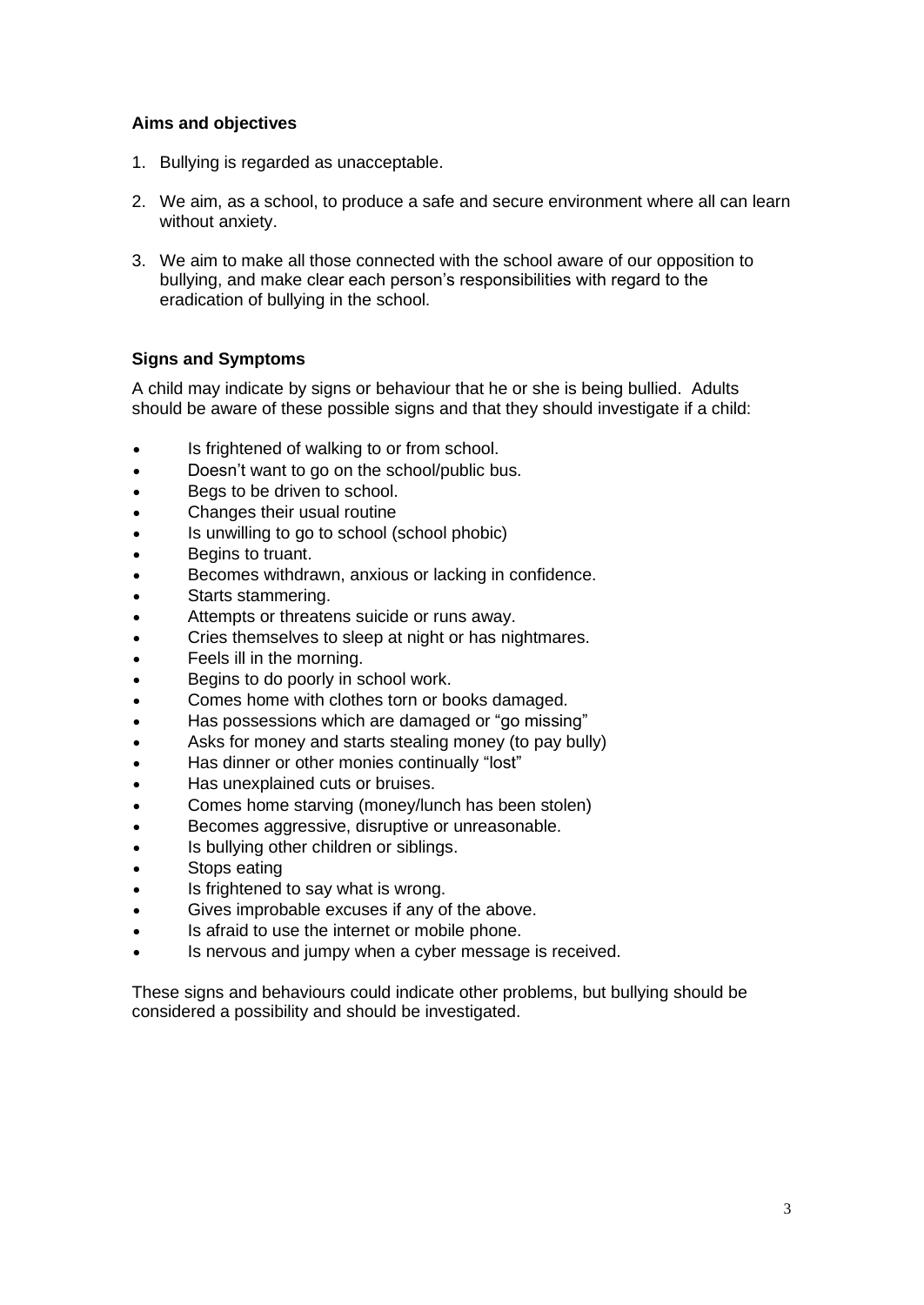**Aims and objectives**

1. Bullying is regarded as unacceptable.
2. We aim, as a school, to produce a safe and secure environment where all can learn without anxiety.
3. We aim to make all those connected with the school aware of our opposition to bullying, and make clear each person's responsibilities with regard to the eradication of bullying in the school.

**Signs and Symptoms**

A child may indicate by signs or behaviour that he or she is being bullied. Adults should be aware of these possible signs and that they should investigate if a child:

- Is frightened of walking to or from school.
- Doesn't want to go on the school/public bus.
- Begs to be driven to school.
- Changes their usual routine
- Is unwilling to go to school (school phobic)
- Begins to truant.
- Becomes withdrawn, anxious or lacking in confidence.
- Starts stammering.
- Attempts or threatens suicide or runs away.
- Cries themselves to sleep at night or has nightmares.
- Feels ill in the morning.
- Begins to do poorly in school work.
- Comes home with clothes torn or books damaged.
- Has possessions which are damaged or "go missing"
- Asks for money and starts stealing money (to pay bully)
- Has dinner or other monies continually "lost"
- Has unexplained cuts or bruises.
- Comes home starving (money/lunch has been stolen)
- Becomes aggressive, disruptive or unreasonable.
- Is bullying other children or siblings.
- Stops eating
- Is frightened to say what is wrong.
- Gives improbable excuses if any of the above.
- Is afraid to use the internet or mobile phone.
- Is nervous and jumpy when a cyber message is received.

These signs and behaviours could indicate other problems, but bullying should be considered a possibility and should be investigated.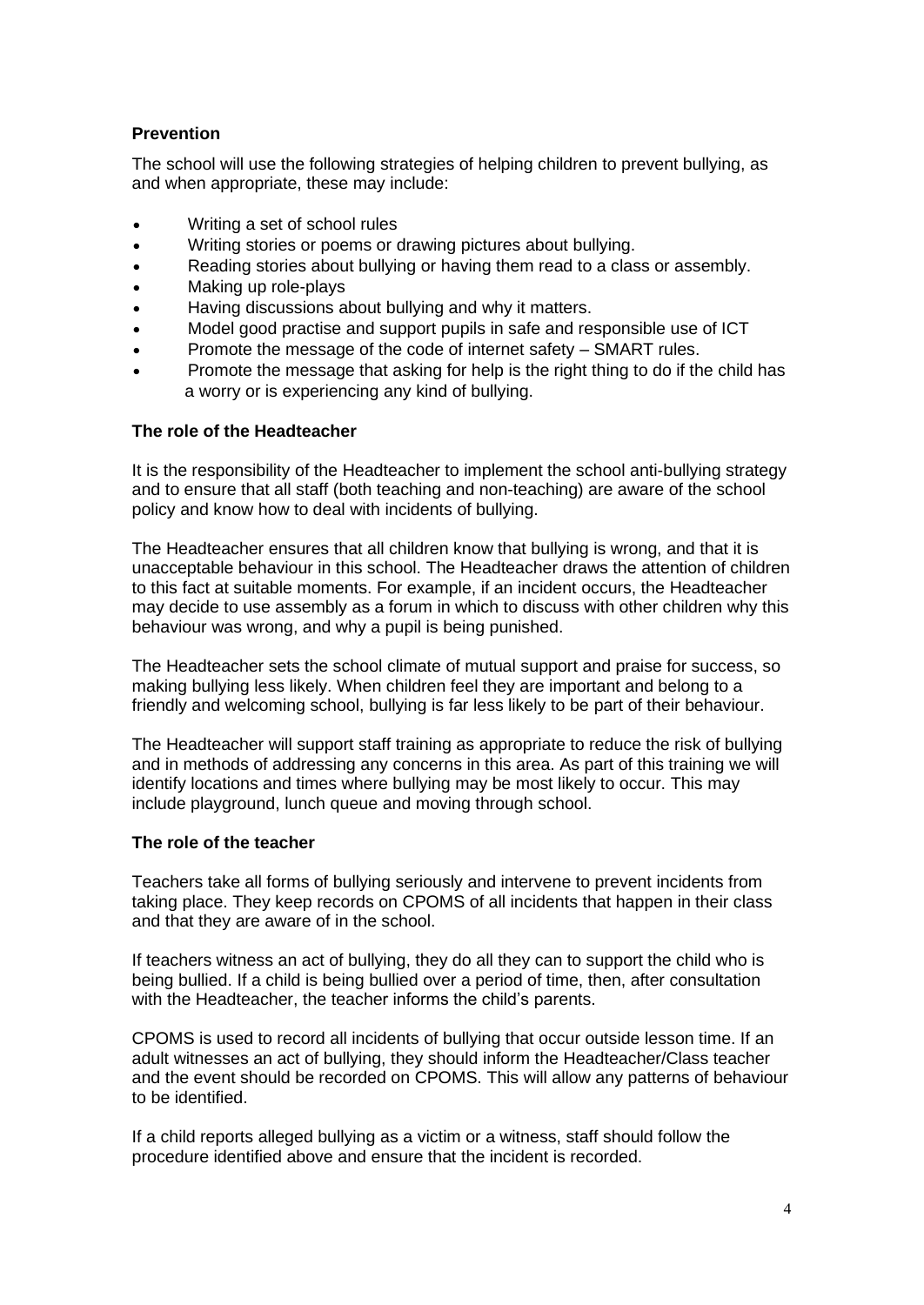**Prevention**

The school will use the following strategies of helping children to prevent bullying, as and when appropriate, these may include:

- Writing a set of school rules
- Writing stories or poems or drawing pictures about bullying.
- Reading stories about bullying or having them read to a class or assembly.
- Making up role-plays
- Having discussions about bullying and why it matters.
- Model good practise and support pupils in safe and responsible use of ICT
- Promote the message of the code of internet safety – SMART rules.
- Promote the message that asking for help is the right thing to do if the child has a worry or is experiencing any kind of bullying.

**The role of the Headteacher**

It is the responsibility of the Headteacher to implement the school anti-bullying strategy and to ensure that all staff (both teaching and non-teaching) are aware of the school policy and know how to deal with incidents of bullying.

The Headteacher ensures that all children know that bullying is wrong, and that it is unacceptable behaviour in this school. The Headteacher draws the attention of children to this fact at suitable moments. For example, if an incident occurs, the Headteacher may decide to use assembly as a forum in which to discuss with other children why this behaviour was wrong, and why a pupil is being punished.

The Headteacher sets the school climate of mutual support and praise for success, so making bullying less likely. When children feel they are important and belong to a friendly and welcoming school, bullying is far less likely to be part of their behaviour.

The Headteacher will support staff training as appropriate to reduce the risk of bullying and in methods of addressing any concerns in this area. As part of this training we will identify locations and times where bullying may be most likely to occur. This may include playground, lunch queue and moving through school.

**The role of the teacher**

Teachers take all forms of bullying seriously and intervene to prevent incidents from taking place. They keep records on CPOMS of all incidents that happen in their class and that they are aware of in the school.

If teachers witness an act of bullying, they do all they can to support the child who is being bullied. If a child is being bullied over a period of time, then, after consultation with the Headteacher, the teacher informs the child's parents.

CPOMS is used to record all incidents of bullying that occur outside lesson time. If an adult witnesses an act of bullying, they should inform the Headteacher/Class teacher and the event should be recorded on CPOMS. This will allow any patterns of behaviour to be identified.

If a child reports alleged bullying as a victim or a witness, staff should follow the procedure identified above and ensure that the incident is recorded.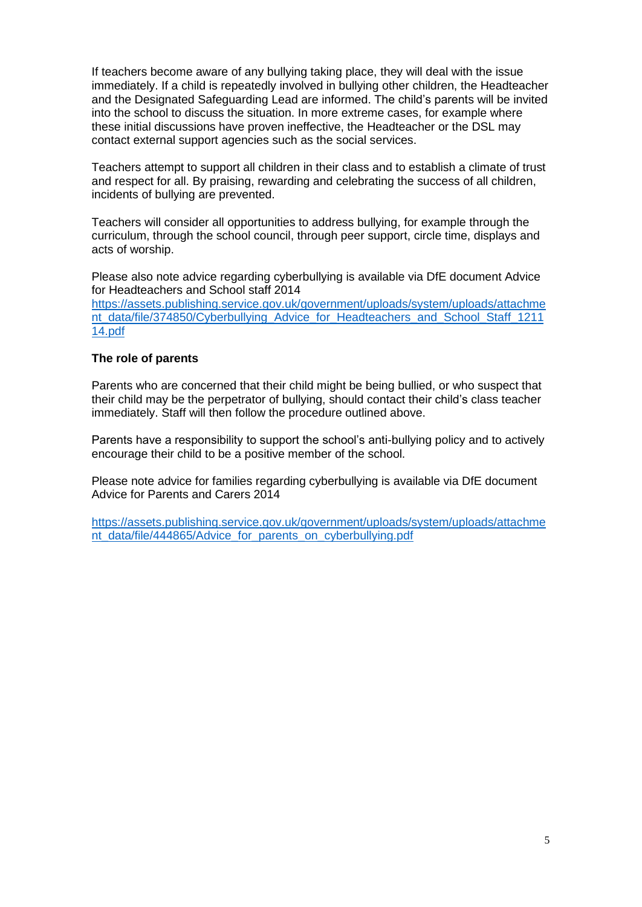If teachers become aware of any bullying taking place, they will deal with the issue immediately. If a child is repeatedly involved in bullying other children, the Headteacher and the Designated Safeguarding Lead are informed. The child's parents will be invited into the school to discuss the situation. In more extreme cases, for example where these initial discussions have proven ineffective, the Headteacher or the DSL may contact external support agencies such as the social services.

Teachers attempt to support all children in their class and to establish a climate of trust and respect for all. By praising, rewarding and celebrating the success of all children, incidents of bullying are prevented.

Teachers will consider all opportunities to address bullying, for example through the curriculum, through the school council, through peer support, circle time, displays and acts of worship.

Please also note advice regarding cyberbullying is available via DfE document Advice for Headteachers and School staff 2014
https://assets.publishing.service.gov.uk/government/uploads/system/uploads/attachment_data/file/374850/Cyberbullying_Advice_for_Headteachers_and_School_Staff_121114.pdf

**The role of parents**

Parents who are concerned that their child might be being bullied, or who suspect that their child may be the perpetrator of bullying, should contact their child's class teacher immediately. Staff will then follow the procedure outlined above.

Parents have a responsibility to support the school's anti-bullying policy and to actively encourage their child to be a positive member of the school.

Please note advice for families regarding cyberbullying is available via DfE document Advice for Parents and Carers 2014

https://assets.publishing.service.gov.uk/government/uploads/system/uploads/attachment_data/file/444865/Advice_for_parents_on_cyberbullying.pdf